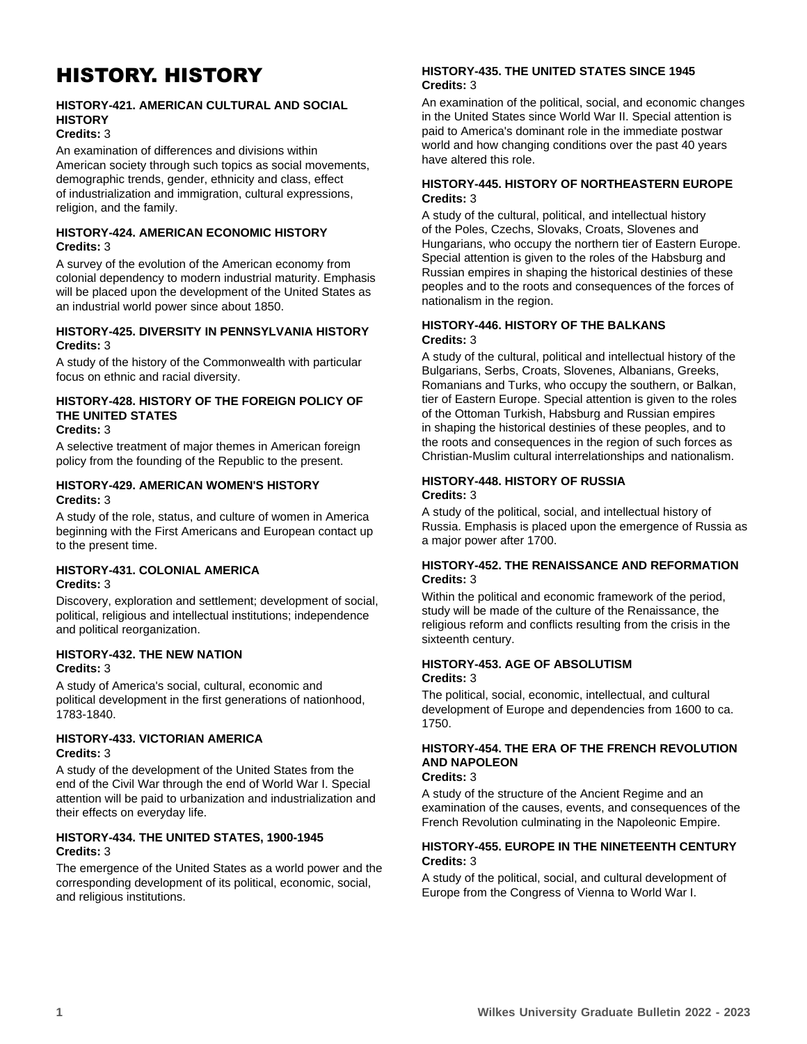# HISTORY. HISTORY

#### HISTORY-421. AMERICAN CULTURAL AND SOCIAL HISTORY

**Credits:** 3

An examination of differences and divisions within American society through such topics as social movements, demographic trends, gender, ethnicity and class, effect of industrialization and immigration, cultural expressions, religion, and the family.

#### HISTORY-424. AMERICAN ECONOMIC HISTORY

**Credits:** 3

A survey of the evolution of the American economy from colonial dependency to modern industrial maturity. Emphasis will be placed upon the development of the United States as an industrial world power since about 1850.

#### HISTORY-425. DIVERSITY IN PENNSYLVANIA HISTORY

**Credits:** 3

A study of the history of the Commonwealth with particular focus on ethnic and racial diversity.

#### HISTORY-428. HISTORY OF THE FOREIGN POLICY OF THE UNITED STATES

**Credits:** 3

A selective treatment of major themes in American foreign policy from the founding of the Republic to the present.

#### HISTORY-429. AMERICAN WOMEN'S HISTORY

**Credits:** 3

A study of the role, status, and culture of women in America beginning with the First Americans and European contact up to the present time.

#### HISTORY-431. COLONIAL AMERICA

**Credits:** 3

Discovery, exploration and settlement; development of social, political, religious and intellectual institutions; independence and political reorganization.

#### HISTORY-432. THE NEW NATION

**Credits:** 3

A study of America's social, cultural, economic and political development in the first generations of nationhood, 1783-1840.

#### HISTORY-433. VICTORIAN AMERICA

**Credits:** 3

A study of the development of the United States from the end of the Civil War through the end of World War I. Special attention will be paid to urbanization and industrialization and their effects on everyday life.

#### HISTORY-434. THE UNITED STATES, 1900-1945

**Credits:** 3

The emergence of the United States as a world power and the corresponding development of its political, economic, social, and religious institutions.

#### HISTORY-435. THE UNITED STATES SINCE 1945

**Credits:** 3

An examination of the political, social, and economic changes in the United States since World War II. Special attention is paid to America's dominant role in the immediate postwar world and how changing conditions over the past 40 years have altered this role.

#### HISTORY-445. HISTORY OF NORTHEASTERN EUROPE

**Credits:** 3

A study of the cultural, political, and intellectual history of the Poles, Czechs, Slovaks, Croats, Slovenes and Hungarians, who occupy the northern tier of Eastern Europe. Special attention is given to the roles of the Habsburg and Russian empires in shaping the historical destinies of these peoples and to the roots and consequences of the forces of nationalism in the region.

#### HISTORY-446. HISTORY OF THE BALKANS

**Credits:** 3

A study of the cultural, political and intellectual history of the Bulgarians, Serbs, Croats, Slovenes, Albanians, Greeks, Romanians and Turks, who occupy the southern, or Balkan, tier of Eastern Europe. Special attention is given to the roles of the Ottoman Turkish, Habsburg and Russian empires in shaping the historical destinies of these peoples, and to the roots and consequences in the region of such forces as Christian-Muslim cultural interrelationships and nationalism.

#### HISTORY-448. HISTORY OF RUSSIA

**Credits:** 3

A study of the political, social, and intellectual history of Russia. Emphasis is placed upon the emergence of Russia as a major power after 1700.

#### HISTORY-452. THE RENAISSANCE AND REFORMATION

**Credits:** 3

Within the political and economic framework of the period, study will be made of the culture of the Renaissance, the religious reform and conflicts resulting from the crisis in the sixteenth century.

#### HISTORY-453. AGE OF ABSOLUTISM

**Credits:** 3

The political, social, economic, intellectual, and cultural development of Europe and dependencies from 1600 to ca. 1750.

#### HISTORY-454. THE ERA OF THE FRENCH REVOLUTION AND NAPOLEON

**Credits:** 3

A study of the structure of the Ancient Regime and an examination of the causes, events, and consequences of the French Revolution culminating in the Napoleonic Empire.

#### HISTORY-455. EUROPE IN THE NINETEENTH CENTURY

**Credits:** 3

A study of the political, social, and cultural development of Europe from the Congress of Vienna to World War I.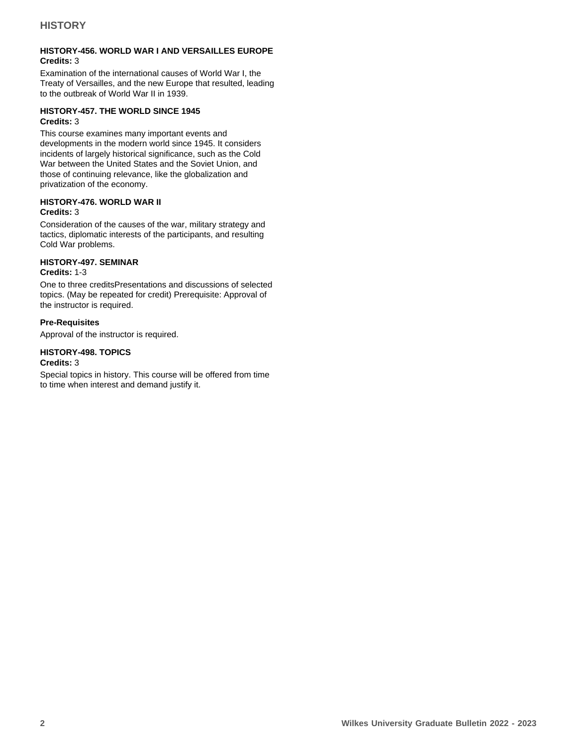#### HISTORY-456. WORLD WAR I AND VERSAILLES EUROPE

**Credits:** 3

Examination of the international causes of World War I, the Treaty of Versailles, and the new Europe that resulted, leading to the outbreak of World War II in 1939.

#### HISTORY-457. THE WORLD SINCE 1945

**Credits:** 3

This course examines many important events and developments in the modern world since 1945. It considers incidents of largely historical significance, such as the Cold War between the United States and the Soviet Union, and those of continuing relevance, like the globalization and privatization of the economy.

#### HISTORY-476. WORLD WAR II

**Credits:** 3

Consideration of the causes of the war, military strategy and tactics, diplomatic interests of the participants, and resulting Cold War problems.

#### HISTORY-497. SEMINAR

**Credits:** 1-3

One to three creditsPresentations and discussions of selected topics. (May be repeated for credit) Prerequisite: Approval of the instructor is required.

**Pre-Requisites**

Approval of the instructor is required.

#### HISTORY-498. TOPICS

**Credits:** 3

Special topics in history. This course will be offered from time to time when interest and demand justify it.